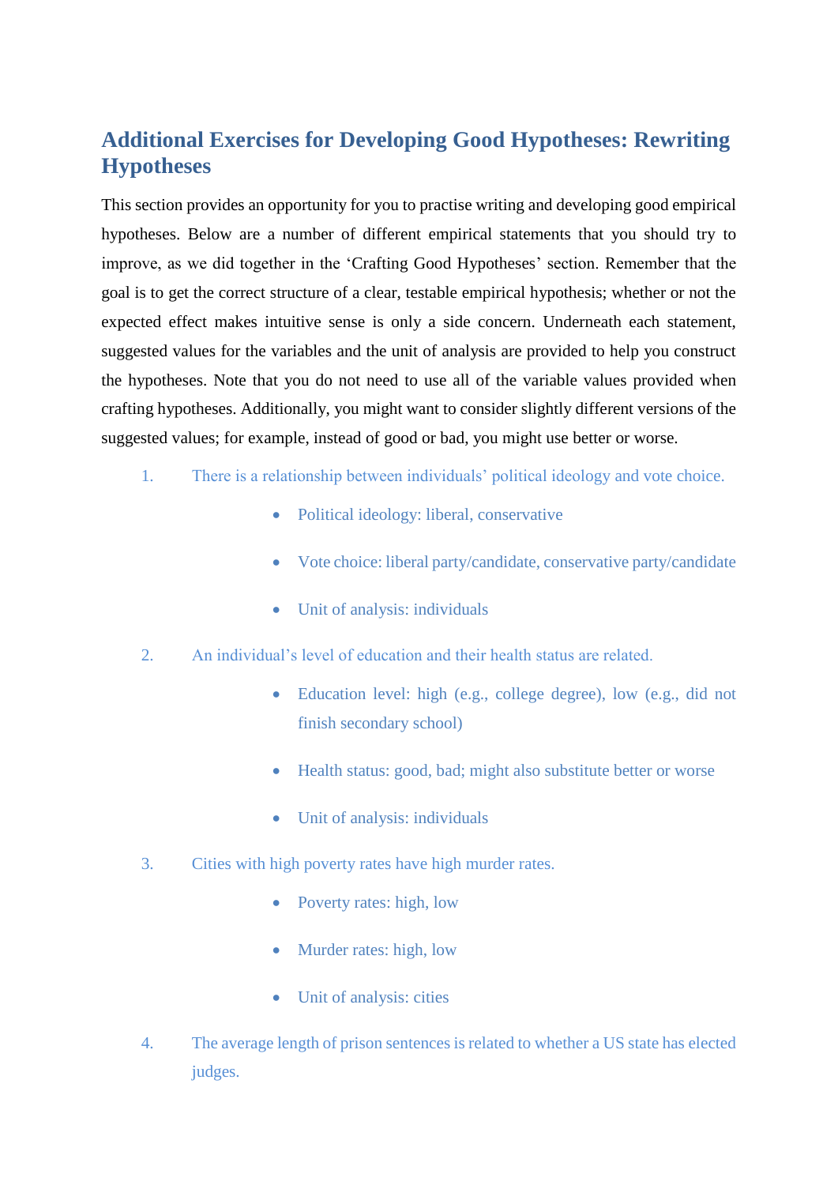## Additional Exercises for Developing Good Hypotheses: Rewriting Hypotheses

This section provides an opportunity for you to practise writing and developing good empirical hypotheses. Below are a number of different empirical statements that you should try to improve, as we did together in the 'Crafting Good Hypotheses' section. Remember that the goal is to get the correct structure of a clear, testable empirical hypothesis; whether or not the expected effect makes intuitive sense is only a side concern. Underneath each statement, suggested values for the variables and the unit of analysis are provided to help you construct the hypotheses. Note that you do not need to use all of the variable values provided when crafting hypotheses. Additionally, you might want to consider slightly different versions of the suggested values; for example, instead of good or bad, you might use better or worse.

1. There is a relationship between individuals' political ideology and vote choice.
   - Political ideology: liberal, conservative
   - Vote choice: liberal party/candidate, conservative party/candidate
   - Unit of analysis: individuals

2. An individual's level of education and their health status are related.
   - Education level: high (e.g., college degree), low (e.g., did not finish secondary school)
   - Health status: good, bad; might also substitute better or worse
   - Unit of analysis: individuals

3. Cities with high poverty rates have high murder rates.
   - Poverty rates: high, low
   - Murder rates: high, low
   - Unit of analysis: cities

4. The average length of prison sentences is related to whether a US state has elected judges.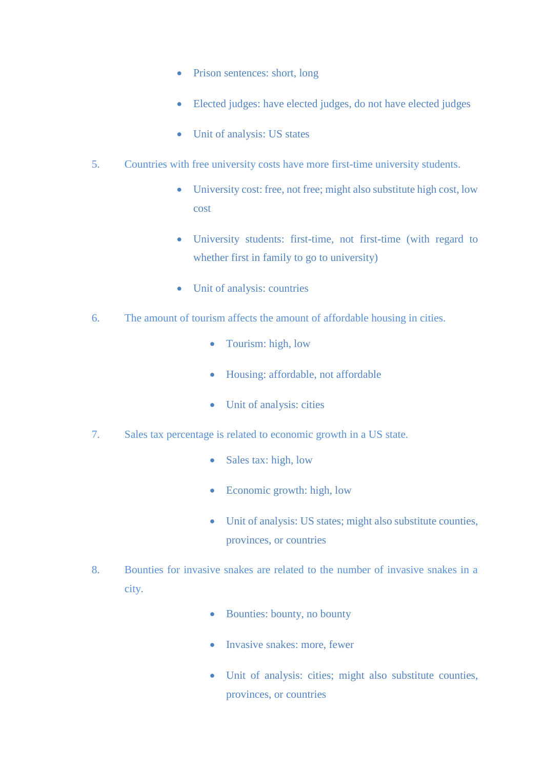- Prison sentences: short, long
- Elected judges: have elected judges, do not have elected judges
- Unit of analysis: US states

5. Countries with free university costs have more first-time university students.
    - University cost: free, not free; might also substitute high cost, low cost
    - University students: first-time, not first-time (with regard to whether first in family to go to university)
    - Unit of analysis: countries

6. The amount of tourism affects the amount of affordable housing in cities.
    - Tourism: high, low
    - Housing: affordable, not affordable
    - Unit of analysis: cities

7. Sales tax percentage is related to economic growth in a US state.
    - Sales tax: high, low
    - Economic growth: high, low
    - Unit of analysis: US states; might also substitute counties, provinces, or countries

8. Bounties for invasive snakes are related to the number of invasive snakes in a city.
    - Bounties: bounty, no bounty
    - Invasive snakes: more, fewer
    - Unit of analysis: cities; might also substitute counties, provinces, or countries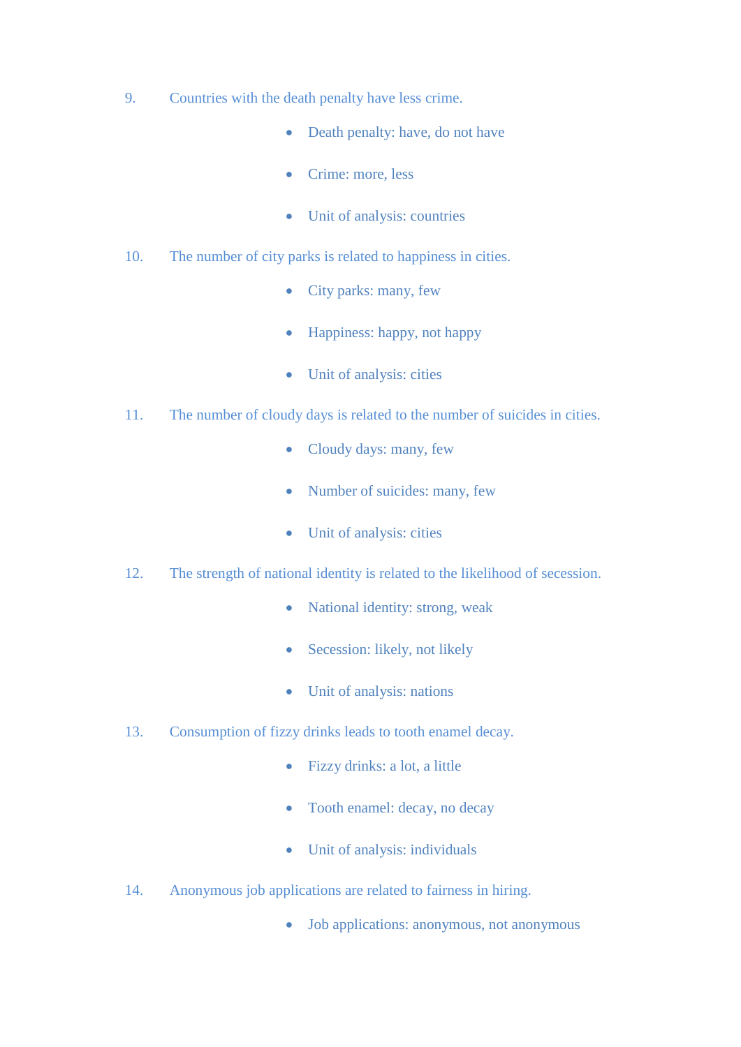9. Countries with the death penalty have less crime.

    - Death penalty: have, do not have
    - Crime: more, less
    - Unit of analysis: countries

10. The number of city parks is related to happiness in cities.

    - City parks: many, few
    - Happiness: happy, not happy
    - Unit of analysis: cities

11. The number of cloudy days is related to the number of suicides in cities.

    - Cloudy days: many, few
    - Number of suicides: many, few
    - Unit of analysis: cities

12. The strength of national identity is related to the likelihood of secession.

    - National identity: strong, weak
    - Secession: likely, not likely
    - Unit of analysis: nations

13. Consumption of fizzy drinks leads to tooth enamel decay.

    - Fizzy drinks: a lot, a little
    - Tooth enamel: decay, no decay
    - Unit of analysis: individuals

14. Anonymous job applications are related to fairness in hiring.

    - Job applications: anonymous, not anonymous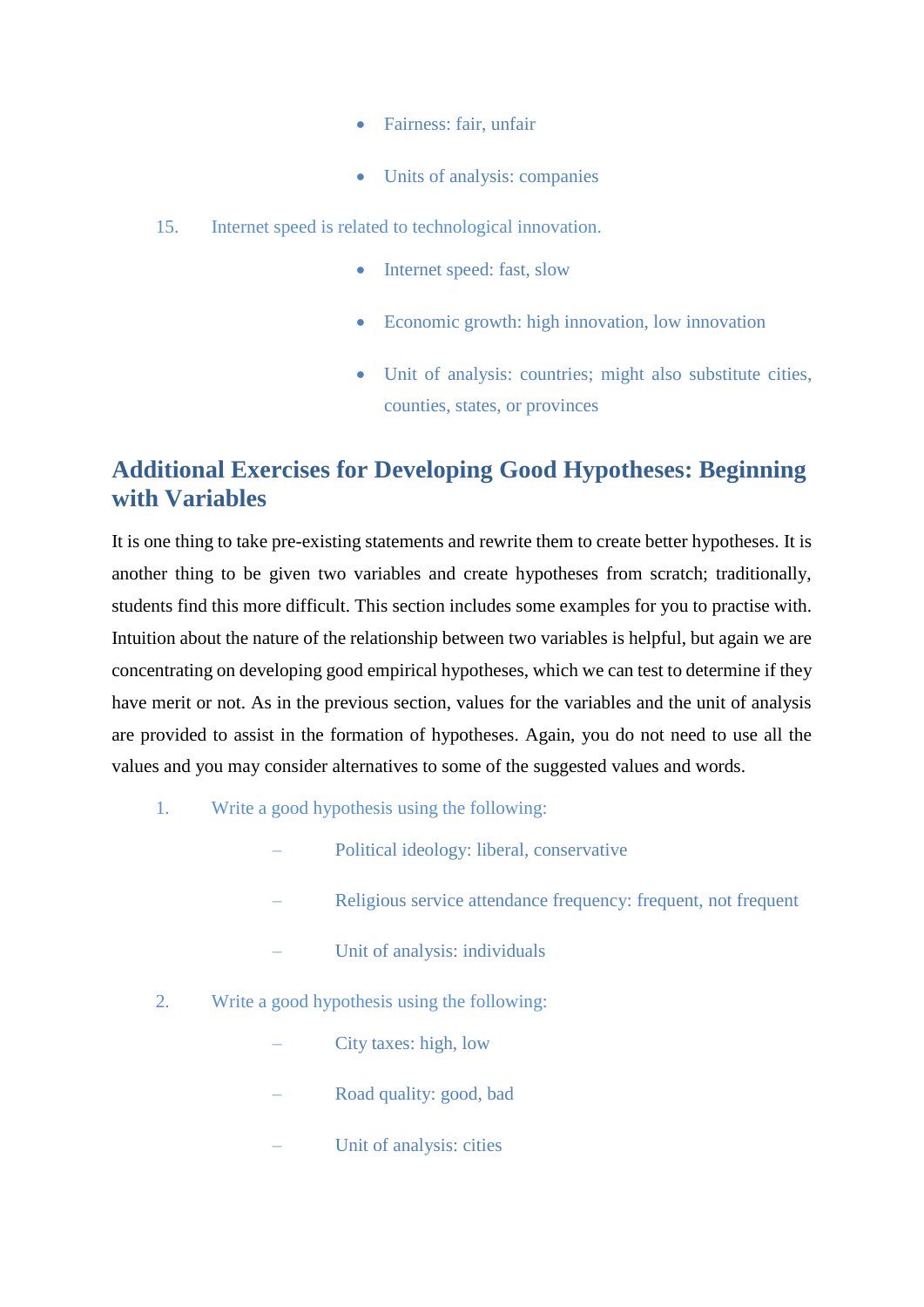- Fairness: fair, unfair
- Units of analysis: companies

15. Internet speed is related to technological innovation.
    - Internet speed: fast, slow
    - Economic growth: high innovation, low innovation
    - Unit of analysis: countries; might also substitute cities, counties, states, or provinces

## Additional Exercises for Developing Good Hypotheses: Beginning with Variables

It is one thing to take pre-existing statements and rewrite them to create better hypotheses. It is another thing to be given two variables and create hypotheses from scratch; traditionally, students find this more difficult. This section includes some examples for you to practise with. Intuition about the nature of the relationship between two variables is helpful, but again we are concentrating on developing good empirical hypotheses, which we can test to determine if they have merit or not. As in the previous section, values for the variables and the unit of analysis are provided to assist in the formation of hypotheses. Again, you do not need to use all the values and you may consider alternatives to some of the suggested values and words.

1. Write a good hypothesis using the following:
   – Political ideology: liberal, conservative
   – Religious service attendance frequency: frequent, not frequent
   – Unit of analysis: individuals
2. Write a good hypothesis using the following:
   – City taxes: high, low
   – Road quality: good, bad
   – Unit of analysis: cities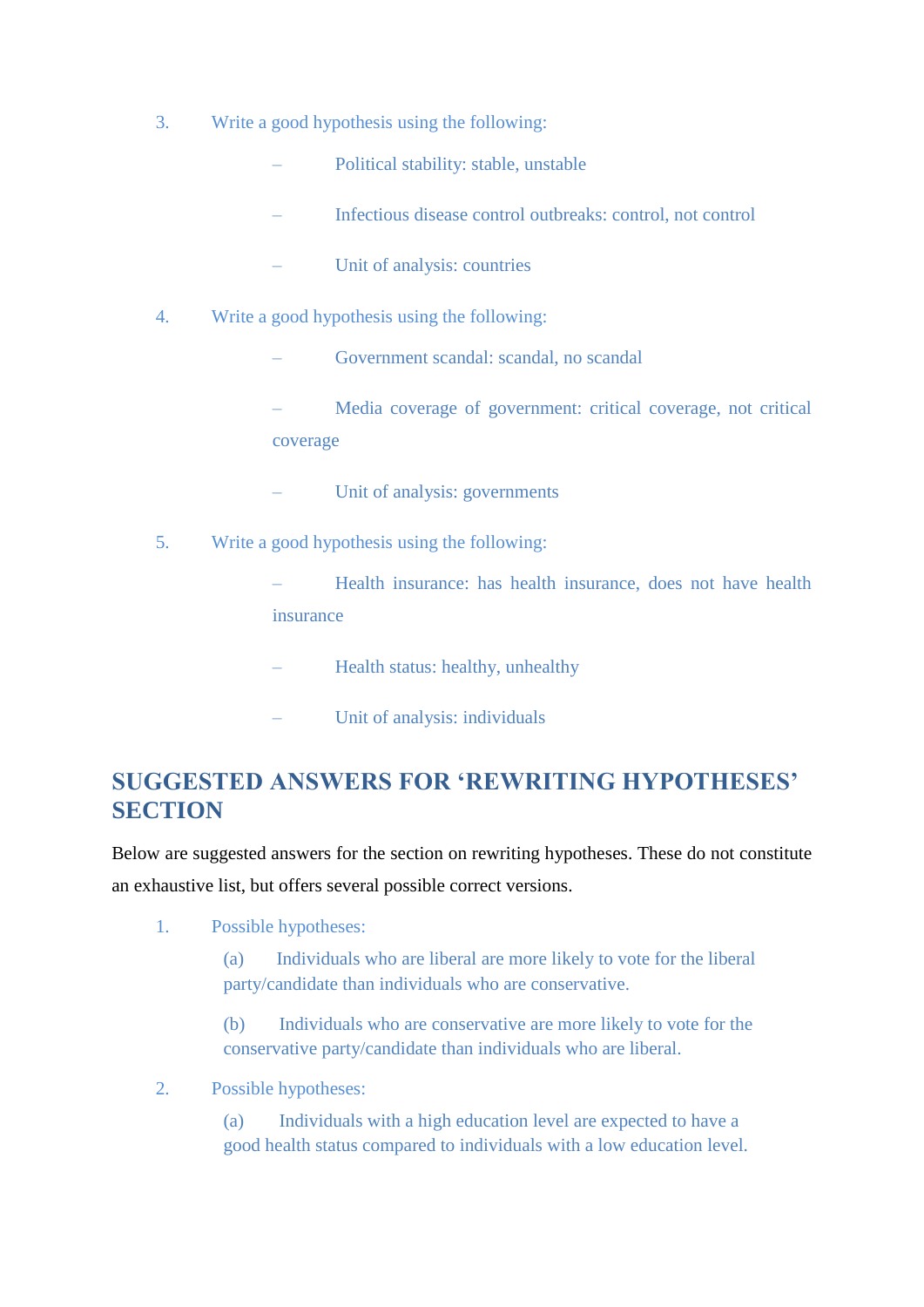3. Write a good hypothesis using the following:

   – Political stability: stable, unstable

   – Infectious disease control outbreaks: control, not control

   – Unit of analysis: countries

4. Write a good hypothesis using the following:

   – Government scandal: scandal, no scandal

   – Media coverage of government: critical coverage, not critical coverage

   – Unit of analysis: governments

5. Write a good hypothesis using the following:

   – Health insurance: has health insurance, does not have health insurance

   – Health status: healthy, unhealthy

   – Unit of analysis: individuals

## SUGGESTED ANSWERS FOR 'REWRITING HYPOTHESES' SECTION

Below are suggested answers for the section on rewriting hypotheses. These do not constitute an exhaustive list, but offers several possible correct versions.

1. Possible hypotheses:

   (a) Individuals who are liberal are more likely to vote for the liberal party/candidate than individuals who are conservative.

   (b) Individuals who are conservative are more likely to vote for the conservative party/candidate than individuals who are liberal.

2. Possible hypotheses:

   (a) Individuals with a high education level are expected to have a good health status compared to individuals with a low education level.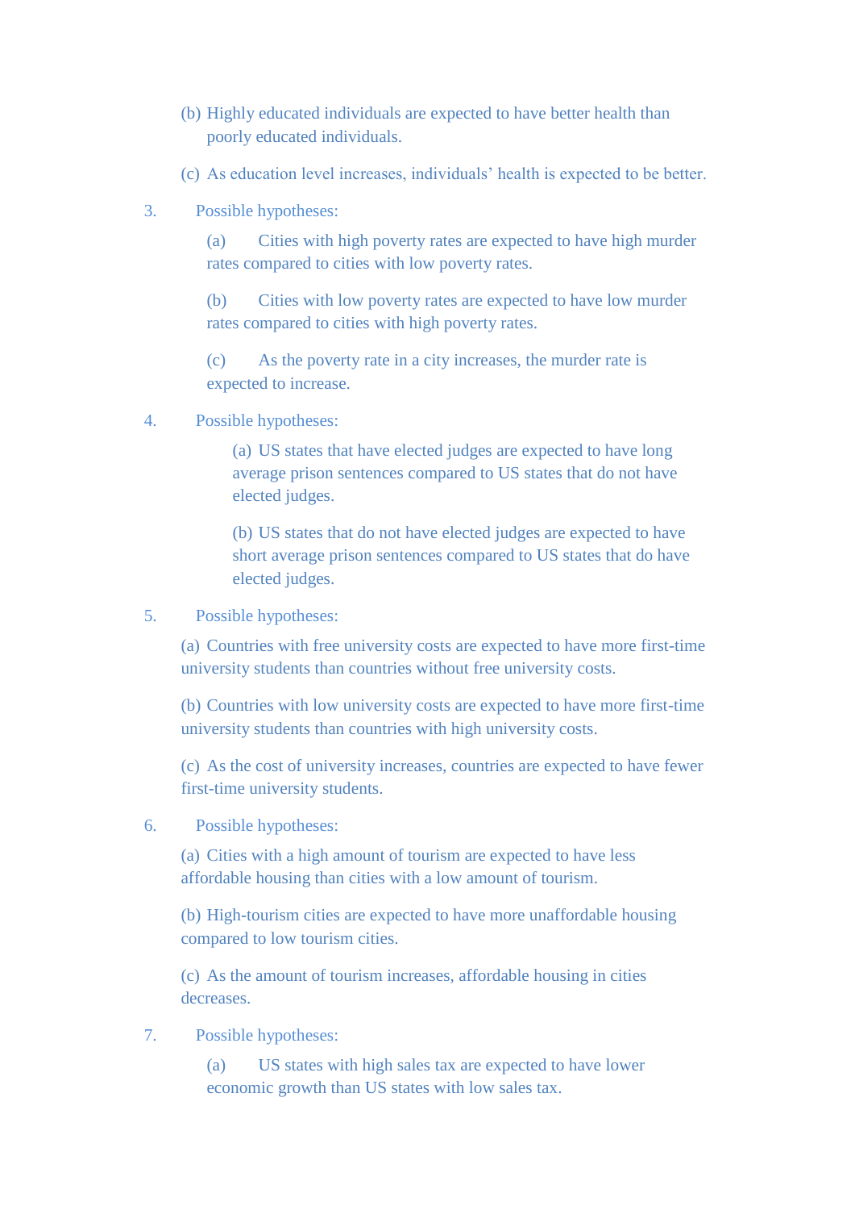(b) Highly educated individuals are expected to have better health than poorly educated individuals.

(c) As education level increases, individuals' health is expected to be better.

3. Possible hypotheses:

   (a) Cities with high poverty rates are expected to have high murder rates compared to cities with low poverty rates.

   (b) Cities with low poverty rates are expected to have low murder rates compared to cities with high poverty rates.

   (c) As the poverty rate in a city increases, the murder rate is expected to increase.

4. Possible hypotheses:

   (a) US states that have elected judges are expected to have long average prison sentences compared to US states that do not have elected judges.

   (b) US states that do not have elected judges are expected to have short average prison sentences compared to US states that do have elected judges.

5. Possible hypotheses:

   (a) Countries with free university costs are expected to have more first-time university students than countries without free university costs.

   (b) Countries with low university costs are expected to have more first-time university students than countries with high university costs.

   (c) As the cost of university increases, countries are expected to have fewer first-time university students.

6. Possible hypotheses:

   (a) Cities with a high amount of tourism are expected to have less affordable housing than cities with a low amount of tourism.

   (b) High-tourism cities are expected to have more unaffordable housing compared to low tourism cities.

   (c) As the amount of tourism increases, affordable housing in cities decreases.

7. Possible hypotheses:

   (a) US states with high sales tax are expected to have lower economic growth than US states with low sales tax.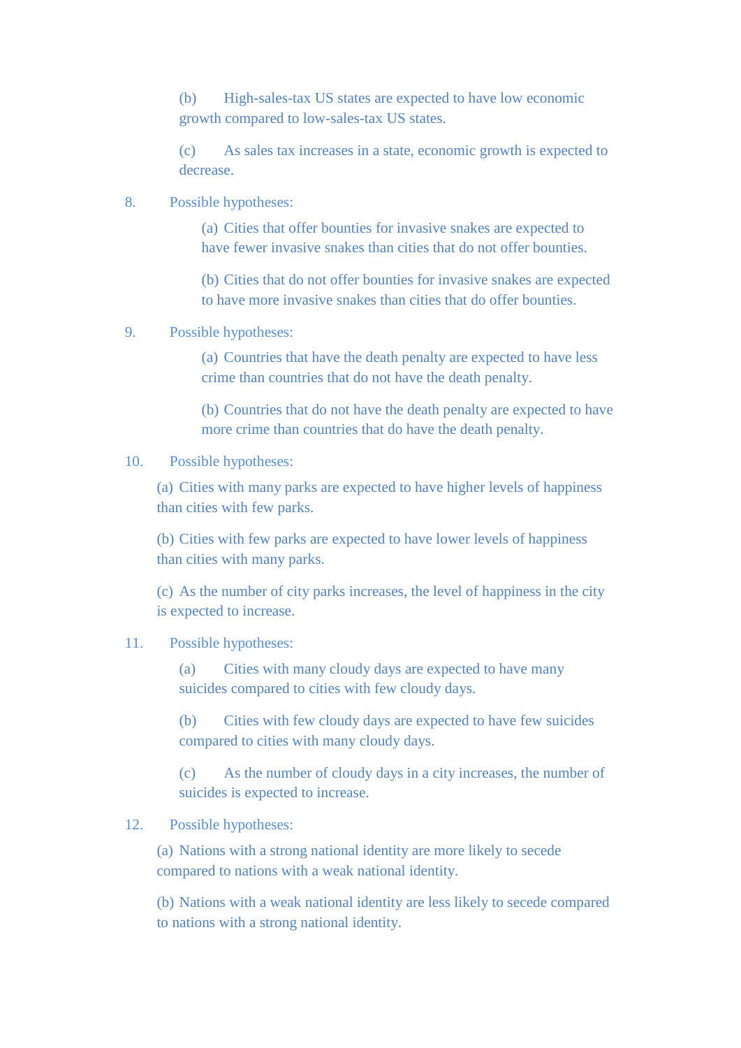(b) High-sales-tax US states are expected to have low economic growth compared to low-sales-tax US states.

(c) As sales tax increases in a state, economic growth is expected to decrease.

8. Possible hypotheses:

   (a) Cities that offer bounties for invasive snakes are expected to have fewer invasive snakes than cities that do not offer bounties.

   (b) Cities that do not offer bounties for invasive snakes are expected to have more invasive snakes than cities that do offer bounties.

9. Possible hypotheses:

   (a) Countries that have the death penalty are expected to have less crime than countries that do not have the death penalty.

   (b) Countries that do not have the death penalty are expected to have more crime than countries that do have the death penalty.

10. Possible hypotheses:

    (a) Cities with many parks are expected to have higher levels of happiness than cities with few parks.

    (b) Cities with few parks are expected to have lower levels of happiness than cities with many parks.

    (c) As the number of city parks increases, the level of happiness in the city is expected to increase.

11. Possible hypotheses:

    (a) Cities with many cloudy days are expected to have many suicides compared to cities with few cloudy days.

    (b) Cities with few cloudy days are expected to have few suicides compared to cities with many cloudy days.

    (c) As the number of cloudy days in a city increases, the number of suicides is expected to increase.

12. Possible hypotheses:

    (a) Nations with a strong national identity are more likely to secede compared to nations with a weak national identity.

    (b) Nations with a weak national identity are less likely to secede compared to nations with a strong national identity.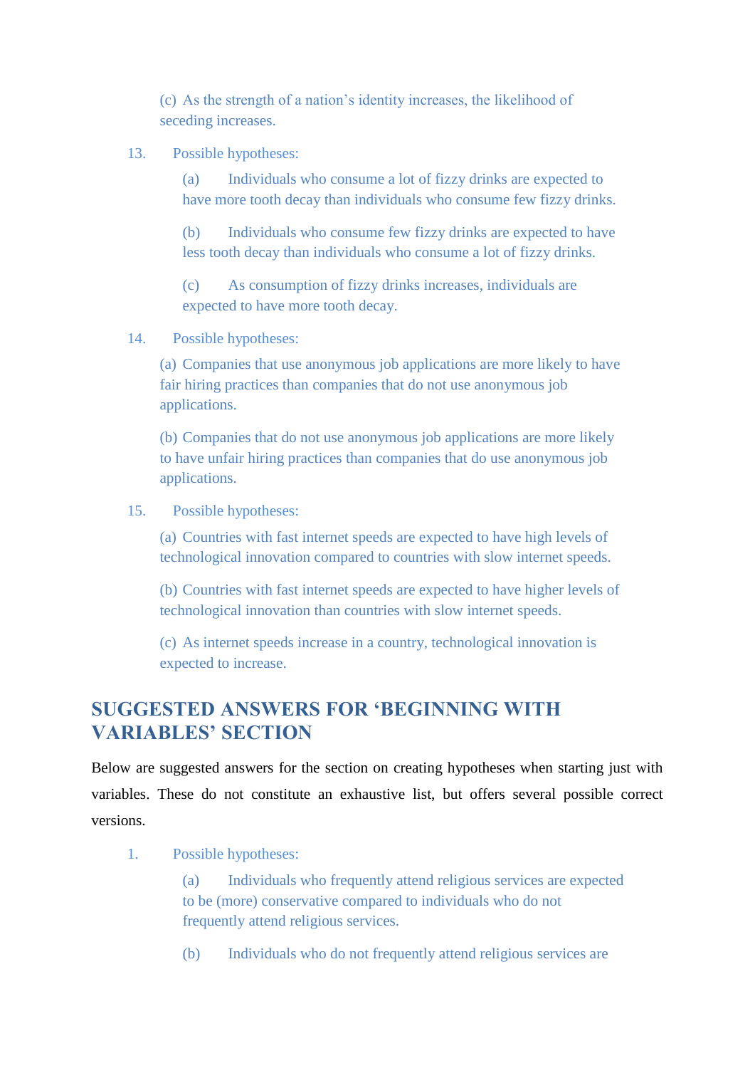(c) As the strength of a nation's identity increases, the likelihood of seceding increases.

13. Possible hypotheses:

    (a) Individuals who consume a lot of fizzy drinks are expected to have more tooth decay than individuals who consume few fizzy drinks.

    (b) Individuals who consume few fizzy drinks are expected to have less tooth decay than individuals who consume a lot of fizzy drinks.

    (c) As consumption of fizzy drinks increases, individuals are expected to have more tooth decay.

14. Possible hypotheses:

    (a) Companies that use anonymous job applications are more likely to have fair hiring practices than companies that do not use anonymous job applications.

    (b) Companies that do not use anonymous job applications are more likely to have unfair hiring practices than companies that do use anonymous job applications.

15. Possible hypotheses:

    (a) Countries with fast internet speeds are expected to have high levels of technological innovation compared to countries with slow internet speeds.

    (b) Countries with fast internet speeds are expected to have higher levels of technological innovation than countries with slow internet speeds.

    (c) As internet speeds increase in a country, technological innovation is expected to increase.

## SUGGESTED ANSWERS FOR 'BEGINNING WITH VARIABLES' SECTION

Below are suggested answers for the section on creating hypotheses when starting just with variables. These do not constitute an exhaustive list, but offers several possible correct versions.

1. Possible hypotheses:

    (a) Individuals who frequently attend religious services are expected to be (more) conservative compared to individuals who do not frequently attend religious services.

    (b) Individuals who do not frequently attend religious services are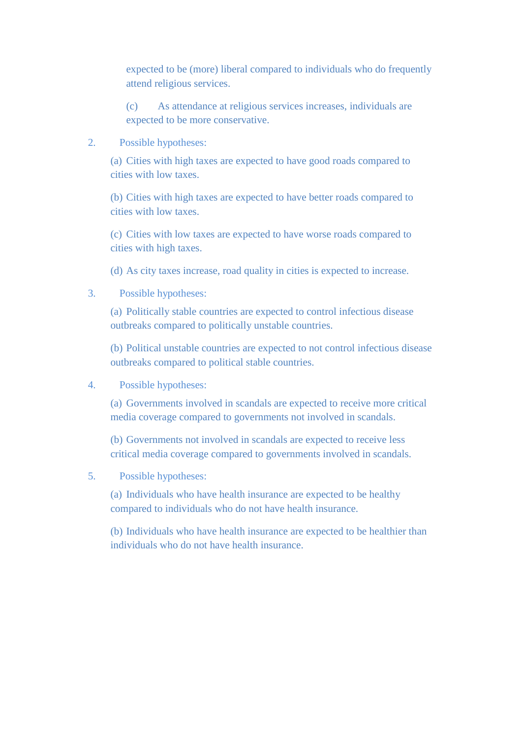expected to be (more) liberal compared to individuals who do frequently attend religious services.

(c) As attendance at religious services increases, individuals are expected to be more conservative.

2. Possible hypotheses:

(a) Cities with high taxes are expected to have good roads compared to cities with low taxes.

(b) Cities with high taxes are expected to have better roads compared to cities with low taxes.

(c) Cities with low taxes are expected to have worse roads compared to cities with high taxes.

(d) As city taxes increase, road quality in cities is expected to increase.

3. Possible hypotheses:

(a) Politically stable countries are expected to control infectious disease outbreaks compared to politically unstable countries.

(b) Political unstable countries are expected to not control infectious disease outbreaks compared to political stable countries.

4. Possible hypotheses:

(a) Governments involved in scandals are expected to receive more critical media coverage compared to governments not involved in scandals.

(b) Governments not involved in scandals are expected to receive less critical media coverage compared to governments involved in scandals.

5. Possible hypotheses:

(a) Individuals who have health insurance are expected to be healthy compared to individuals who do not have health insurance.

(b) Individuals who have health insurance are expected to be healthier than individuals who do not have health insurance.